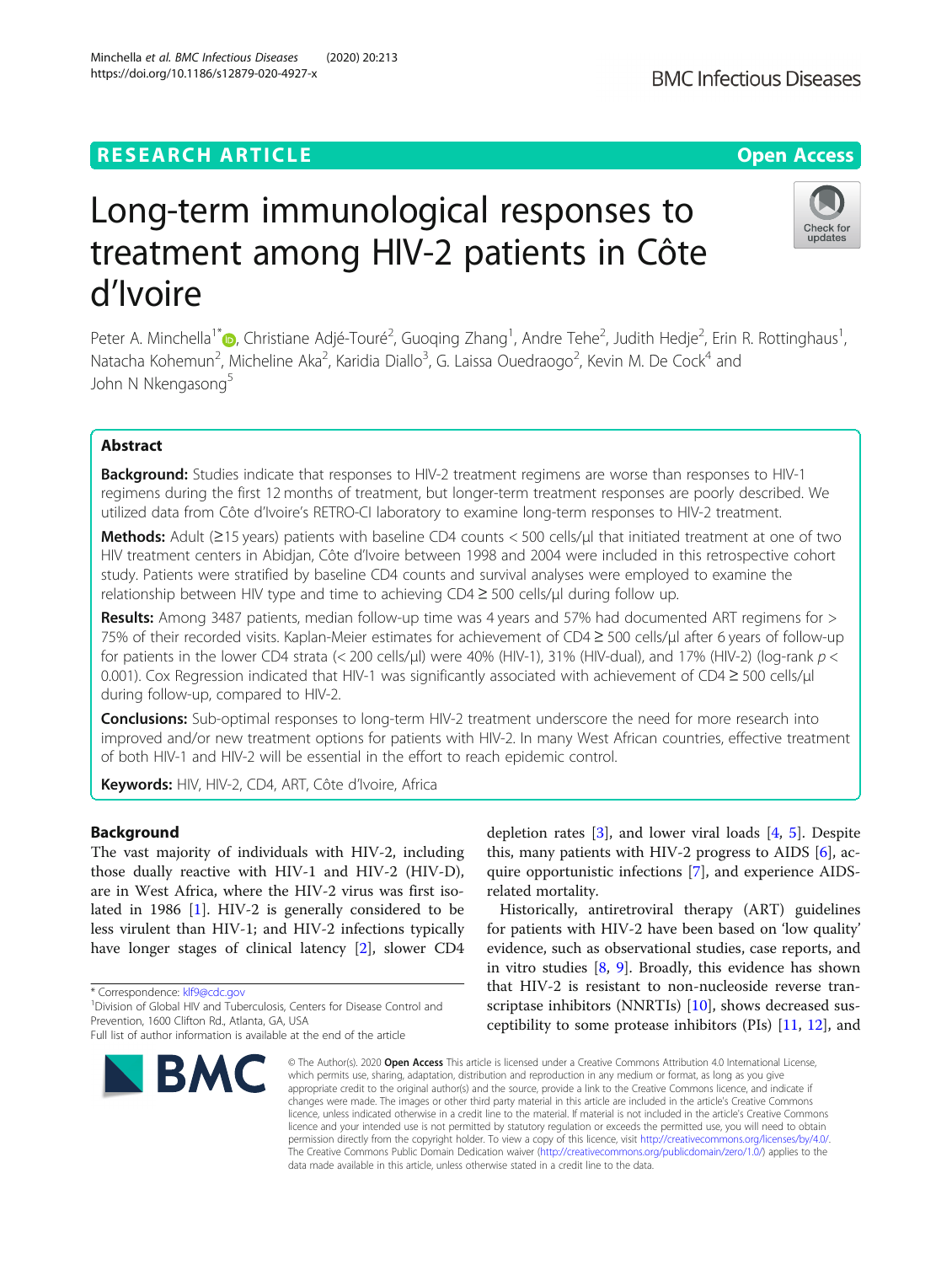RESEARCH ARTICLE

Open Access

# Long-term immunological responses to treatment among HIV-2 patients in Côte d'Ivoire

Peter A. Minchella[1*], Christiane Adjé-Touré[2], Guoqing Zhang[1], Andre Tehe[2], Judith Hedje[2], Erin R. Rottinghaus[1], Natacha Kohemun[2], Micheline Aka[2], Karidia Diallo[3], G. Laissa Ouedraogo[2], Kevin M. De Cock[4] and John N Nkengasong[5]

## Abstract

**Background:** Studies indicate that responses to HIV-2 treatment regimens are worse than responses to HIV-1 regimens during the first 12 months of treatment, but longer-term treatment responses are poorly described. We utilized data from Côte d'Ivoire's RETRO-CI laboratory to examine long-term responses to HIV-2 treatment.

**Methods:** Adult (≥15 years) patients with baseline CD4 counts < 500 cells/μl that initiated treatment at one of two HIV treatment centers in Abidjan, Côte d'Ivoire between 1998 and 2004 were included in this retrospective cohort study. Patients were stratified by baseline CD4 counts and survival analyses were employed to examine the relationship between HIV type and time to achieving CD4 ≥ 500 cells/μl during follow up.

**Results:** Among 3487 patients, median follow-up time was 4 years and 57% had documented ART regimens for > 75% of their recorded visits. Kaplan-Meier estimates for achievement of CD4 ≥ 500 cells/μl after 6 years of follow-up for patients in the lower CD4 strata (< 200 cells/μl) were 40% (HIV-1), 31% (HIV-dual), and 17% (HIV-2) (log-rank $p < 0.001$). Cox Regression indicated that HIV-1 was significantly associated with achievement of CD4 ≥ 500 cells/μl during follow-up, compared to HIV-2.

**Conclusions:** Sub-optimal responses to long-term HIV-2 treatment underscore the need for more research into improved and/or new treatment options for patients with HIV-2. In many West African countries, effective treatment of both HIV-1 and HIV-2 will be essential in the effort to reach epidemic control.

**Keywords:** HIV, HIV-2, CD4, ART, Côte d'Ivoire, Africa

## Background

The vast majority of individuals with HIV-2, including those dually reactive with HIV-1 and HIV-2 (HIV-D), are in West Africa, where the HIV-2 virus was first isolated in 1986 [1]. HIV-2 is generally considered to be less virulent than HIV-1; and HIV-2 infections typically have longer stages of clinical latency [2], slower CD4 depletion rates [3], and lower viral loads [4, 5]. Despite this, many patients with HIV-2 progress to AIDS [6], acquire opportunistic infections [7], and experience AIDS-related mortality.

Historically, antiretroviral therapy (ART) guidelines for patients with HIV-2 have been based on 'low quality' evidence, such as observational studies, case reports, and in vitro studies [8, 9]. Broadly, this evidence has shown that HIV-2 is resistant to non-nucleoside reverse transcriptase inhibitors (NNRTIs) [10], shows decreased susceptibility to some protease inhibitors (PIs) [11, 12], and

\* Correspondence: klf9@cdc.gov
[1]Division of Global HIV and Tuberculosis, Centers for Disease Control and Prevention, 1600 Clifton Rd., Atlanta, GA, USA
Full list of author information is available at the end of the article

© The Author(s). 2020 **Open Access** This article is licensed under a Creative Commons Attribution 4.0 International License, which permits use, sharing, adaptation, distribution and reproduction in any medium or format, as long as you give appropriate credit to the original author(s) and the source, provide a link to the Creative Commons licence, and indicate if changes were made. The images or other third party material in this article are included in the article's Creative Commons licence, unless indicated otherwise in a credit line to the material. If material is not included in the article's Creative Commons licence and your intended use is not permitted by statutory regulation or exceeds the permitted use, you will need to obtain permission directly from the copyright holder. To view a copy of this licence, visit http://creativecommons.org/licenses/by/4.0/. The Creative Commons Public Domain Dedication waiver (http://creativecommons.org/publicdomain/zero/1.0/) applies to the data made available in this article, unless otherwise stated in a credit line to the data.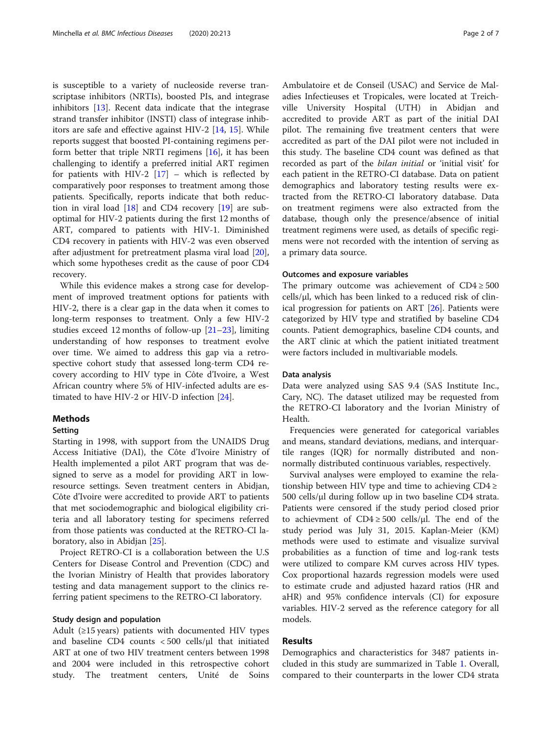is susceptible to a variety of nucleoside reverse transcriptase inhibitors (NRTIs), boosted PIs, and integrase inhibitors [13]. Recent data indicate that the integrase strand transfer inhibitor (INSTI) class of integrase inhibitors are safe and effective against HIV-2 [14, 15]. While reports suggest that boosted PI-containing regimens perform better that triple NRTI regimens [16], it has been challenging to identify a preferred initial ART regimen for patients with HIV-2 [17] – which is reflected by comparatively poor responses to treatment among those patients. Specifically, reports indicate that both reduction in viral load [18] and CD4 recovery [19] are suboptimal for HIV-2 patients during the first 12 months of ART, compared to patients with HIV-1. Diminished CD4 recovery in patients with HIV-2 was even observed after adjustment for pretreatment plasma viral load [20], which some hypotheses credit as the cause of poor CD4 recovery.

While this evidence makes a strong case for development of improved treatment options for patients with HIV-2, there is a clear gap in the data when it comes to long-term responses to treatment. Only a few HIV-2 studies exceed 12 months of follow-up [21–23], limiting understanding of how responses to treatment evolve over time. We aimed to address this gap via a retrospective cohort study that assessed long-term CD4 recovery according to HIV type in Côte d'Ivoire, a West African country where 5% of HIV-infected adults are estimated to have HIV-2 or HIV-D infection [24].

## Methods

### Setting

Starting in 1998, with support from the UNAIDS Drug Access Initiative (DAI), the Côte d'Ivoire Ministry of Health implemented a pilot ART program that was designed to serve as a model for providing ART in low-resource settings. Seven treatment centers in Abidjan, Côte d'Ivoire were accredited to provide ART to patients that met sociodemographic and biological eligibility criteria and all laboratory testing for specimens referred from those patients was conducted at the RETRO-CI laboratory, also in Abidjan [25].

Project RETRO-CI is a collaboration between the U.S Centers for Disease Control and Prevention (CDC) and the Ivorian Ministry of Health that provides laboratory testing and data management support to the clinics referring patient specimens to the RETRO-CI laboratory.

### Study design and population

Adult (≥15 years) patients with documented HIV types and baseline CD4 counts < 500 cells/μl that initiated ART at one of two HIV treatment centers between 1998 and 2004 were included in this retrospective cohort study. The treatment centers, Unité de Soins Ambulatoire et de Conseil (USAC) and Service de Maladies Infectieuses et Tropicales, were located at Treichville University Hospital (UTH) in Abidjan and accredited to provide ART as part of the initial DAI pilot. The remaining five treatment centers that were accredited as part of the DAI pilot were not included in this study. The baseline CD4 count was defined as that recorded as part of the *bilan initial* or 'initial visit' for each patient in the RETRO-CI database. Data on patient demographics and laboratory testing results were extracted from the RETRO-CI laboratory database. Data on treatment regimens were also extracted from the database, though only the presence/absence of initial treatment regimens were used, as details of specific regimens were not recorded with the intention of serving as a primary data source.

### Outcomes and exposure variables

The primary outcome was achievement of CD4 ≥ 500 cells/μl, which has been linked to a reduced risk of clinical progression for patients on ART [26]. Patients were categorized by HIV type and stratified by baseline CD4 counts. Patient demographics, baseline CD4 counts, and the ART clinic at which the patient initiated treatment were factors included in multivariable models.

### Data analysis

Data were analyzed using SAS 9.4 (SAS Institute Inc., Cary, NC). The dataset utilized may be requested from the RETRO-CI laboratory and the Ivorian Ministry of Health.

Frequencies were generated for categorical variables and means, standard deviations, medians, and interquartile ranges (IQR) for normally distributed and non-normally distributed continuous variables, respectively.

Survival analyses were employed to examine the relationship between HIV type and time to achieving CD4 ≥ 500 cells/μl during follow up in two baseline CD4 strata. Patients were censored if the study period closed prior to achievment of CD4 ≥ 500 cells/μl. The end of the study period was July 31, 2015. Kaplan-Meier (KM) methods were used to estimate and visualize survival probabilities as a function of time and log-rank tests were utilized to compare KM curves across HIV types. Cox proportional hazards regression models were used to estimate crude and adjusted hazard ratios (HR and aHR) and 95% confidence intervals (CI) for exposure variables. HIV-2 served as the reference category for all models.

## Results

Demographics and characteristics for 3487 patients included in this study are summarized in Table 1. Overall, compared to their counterparts in the lower CD4 strata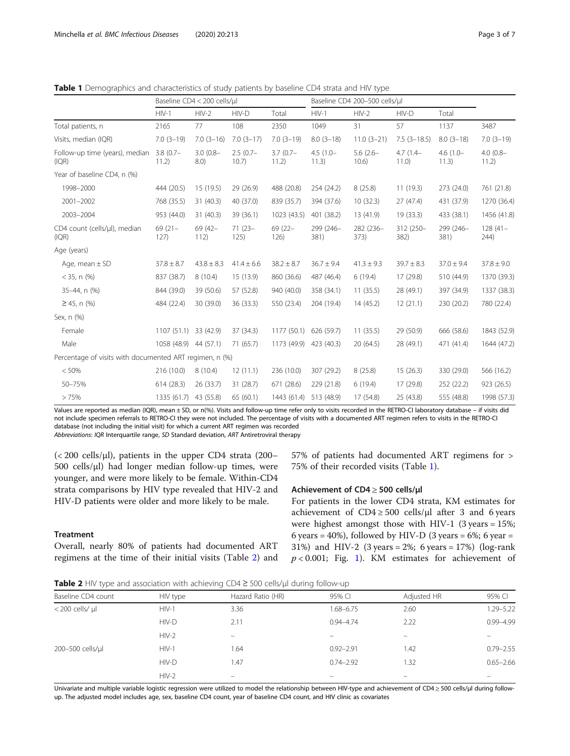**Table 1** Demographics and characteristics of study patients by baseline CD4 strata and HIV type

| | Baseline CD4 < 200 cells/µl | | | | Baseline CD4 200–500 cells/µl | | | | |
|---|---|---|---|---|---|---|---|---|---|
| | HIV-1 | HIV-2 | HIV-D | Total | HIV-1 | HIV-2 | HIV-D | Total | |
| Total patients, n | 2165 | 77 | 108 | 2350 | 1049 | 31 | 57 | 1137 | 3487 |
| Visits, median (IQR) | 7.0 (3–19) | 7.0 (3–16) | 7.0 (3–17) | 7.0 (3–19) | 8.0 (3–18) | 11.0 (3–21) | 7.5 (3–18.5) | 8.0 (3–18) | 7.0 (3–19) |
| Follow-up time (years), median (IQR) | 3.8 (0.7–11.2) | 3.0 (0.8–8.0) | 2.5 (0.7–10.7) | 3.7 (0.7–11.2) | 4.5 (1.0–11.3) | 5.6 (2.6–10.6) | 4.7 (1.4–11.0) | 4.6 (1.0–11.3) | 4.0 (0.8–11.2) |
| Year of baseline CD4, n (%) | | | | | | | | | |
| 1998–2000 | 444 (20.5) | 15 (19.5) | 29 (26.9) | 488 (20.8) | 254 (24.2) | 8 (25.8) | 11 (19.3) | 273 (24.0) | 761 (21.8) |
| 2001–2002 | 768 (35.5) | 31 (40.3) | 40 (37.0) | 839 (35.7) | 394 (37.6) | 10 (32.3) | 27 (47.4) | 431 (37.9) | 1270 (36.4) |
| 2003–2004 | 953 (44.0) | 31 (40.3) | 39 (36.1) | 1023 (43.5) | 401 (38.2) | 13 (41.9) | 19 (33.3) | 433 (38.1) | 1456 (41.8) |
| CD4 count (cells/µl), median (IQR) | 69 (21–127) | 69 (42–112) | 71 (23–125) | 69 (22–126) | 299 (246–381) | 282 (236–373) | 312 (250–382) | 299 (246–381) | 128 (41–244) |
| Age (years) | | | | | | | | | |
| Age, mean ± SD | 37.8 ± 8.7 | 43.8 ± 8.3 | 41.4 ± 6.6 | 38.2 ± 8.7 | 36.7 ± 9.4 | 41.3 ± 9.3 | 39.7 ± 8.3 | 37.0 ± 9.4 | 37.8 ± 9.0 |
| < 35, n (%) | 837 (38.7) | 8 (10.4) | 15 (13.9) | 860 (36.6) | 487 (46.4) | 6 (19.4) | 17 (29.8) | 510 (44.9) | 1370 (39.3) |
| 35–44, n (%) | 844 (39.0) | 39 (50.6) | 57 (52.8) | 940 (40.0) | 358 (34.1) | 11 (35.5) | 28 (49.1) | 397 (34.9) | 1337 (38.3) |
| ≥ 45, n (%) | 484 (22.4) | 30 (39.0) | 36 (33.3) | 550 (23.4) | 204 (19.4) | 14 (45.2) | 12 (21.1) | 230 (20.2) | 780 (22.4) |
| Sex, n (%) | | | | | | | | | |
| Female | 1107 (51.1) | 33 (42.9) | 37 (34.3) | 1177 (50.1) | 626 (59.7) | 11 (35.5) | 29 (50.9) | 666 (58.6) | 1843 (52.9) |
| Male | 1058 (48.9) | 44 (57.1) | 71 (65.7) | 1173 (49.9) | 423 (40.3) | 20 (64.5) | 28 (49.1) | 471 (41.4) | 1644 (47.2) |
| Percentage of visits with documented ART regimen, n (%) | | | | | | | | | |
| < 50% | 216 (10.0) | 8 (10.4) | 12 (11.1) | 236 (10.0) | 307 (29.2) | 8 (25.8) | 15 (26.3) | 330 (29.0) | 566 (16.2) |
| 50–75% | 614 (28.3) | 26 (33.7) | 31 (28.7) | 671 (28.6) | 229 (21.8) | 6 (19.4) | 17 (29.8) | 252 (22.2) | 923 (26.5) |
| > 75% | 1335 (61.7) | 43 (55.8) | 65 (60.1) | 1443 (61.4) | 513 (48.9) | 17 (54.8) | 25 (43.8) | 555 (48.8) | 1998 (57.3) |

Values are reported as median (IQR), mean ± SD, or n(%). Visits and follow-up time refer only to visits recorded in the RETRO-CI laboratory database – if visits did not include specimen referrals to RETRO-CI they were not included. The percentage of visits with a documented ART regimen refers to visits in the RETRO-CI database (not including the initial visit) for which a current ART regimen was recorded

*Abbreviations*: *IQR* Interquartile range, *SD* Standard deviation, *ART* Antiretroviral therapy

(< 200 cells/µl), patients in the upper CD4 strata (200–500 cells/µl) had longer median follow-up times, were younger, and were more likely to be female. Within-CD4 strata comparisons by HIV type revealed that HIV-2 and HIV-D patients were older and more likely to be male.

### Treatment

Overall, nearly 80% of patients had documented ART regimens at the time of their initial visits (Table 2) and 57% of patients had documented ART regimens for > 75% of their recorded visits (Table 1).

### Achievement of CD4 ≥ 500 cells/µl

For patients in the lower CD4 strata, KM estimates for achievement of CD4 ≥ 500 cells/µl after 3 and 6 years were highest amongst those with HIV-1 (3 years = 15%; 6 years = 40%), followed by HIV-D (3 years = 6%; 6 year = 31%) and HIV-2 (3 years = 2%; 6 years = 17%) (log-rank $p < 0.001$; Fig. 1). KM estimates for achievement of

**Table 2** HIV type and association with achieving CD4 ≥ 500 cells/µl during follow-up

| Baseline CD4 count | HIV type | Hazard Ratio (HR) | 95% CI | Adjusted HR | 95% CI |
|---|---|---|---|---|---|
| < 200 cells/ µl | HIV-1 | 3.36 | 1.68–6.75 | 2.60 | 1.29–5.22 |
| | HIV-D | 2.11 | 0.94–4.74 | 2.22 | 0.99–4.99 |
| | HIV-2 | – | – | – | – |
| 200–500 cells/µl | HIV-1 | 1.64 | 0.92–2.91 | 1.42 | 0.79–2.55 |
| | HIV-D | 1.47 | 0.74–2.92 | 1.32 | 0.65–2.66 |
| | HIV-2 | – | – | – | – |

Univariate and multiple variable logistic regression were utilized to model the relationship between HIV-type and achievement of CD4 ≥ 500 cells/µl during follow-up. The adjusted model includes age, sex, baseline CD4 count, year of baseline CD4 count, and HIV clinic as covariates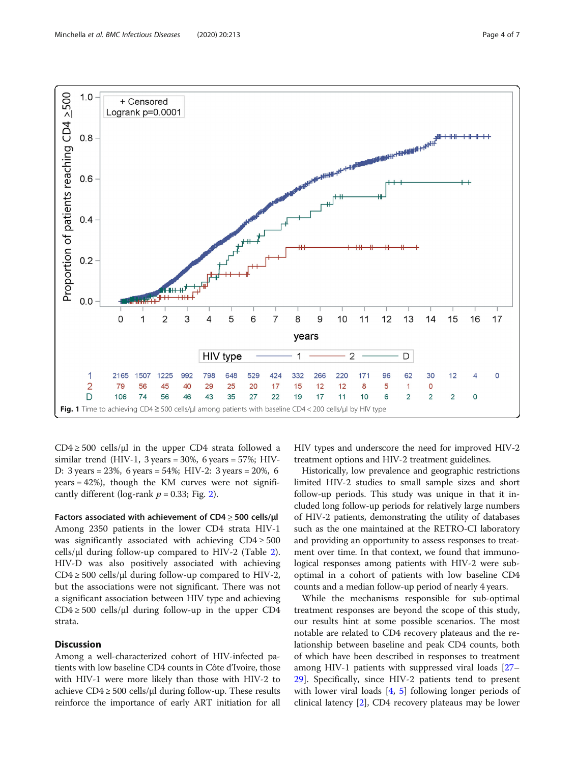Fig. 1 Time to achieving CD4 ≥ 500 cells/μl among patients with baseline CD4 < 200 cells/μl by HIV type

CD4 ≥ 500 cells/μl in the upper CD4 strata followed a similar trend (HIV-1, 3 years = 30%, 6 years = 57%; HIV-D: 3 years = 23%, 6 years = 54%; HIV-2: 3 years = 20%, 6 years = 42%), though the KM curves were not significantly different (log-rank $p = 0.33$; Fig. 2).

### Factors associated with achievement of CD4 ≥ 500 cells/μl

Among 2350 patients in the lower CD4 strata HIV-1 was significantly associated with achieving CD4 ≥ 500 cells/μl during follow-up compared to HIV-2 (Table 2). HIV-D was also positively associated with achieving CD4 ≥ 500 cells/μl during follow-up compared to HIV-2, but the associations were not significant. There was not a significant association between HIV type and achieving CD4 ≥ 500 cells/μl during follow-up in the upper CD4 strata.

## Discussion

Among a well-characterized cohort of HIV-infected patients with low baseline CD4 counts in Côte d'Ivoire, those with HIV-1 were more likely than those with HIV-2 to achieve CD4 ≥ 500 cells/μl during follow-up. These results reinforce the importance of early ART initiation for all HIV types and underscore the need for improved HIV-2 treatment options and HIV-2 treatment guidelines.

Historically, low prevalence and geographic restrictions limited HIV-2 studies to small sample sizes and short follow-up periods. This study was unique in that it included long follow-up periods for relatively large numbers of HIV-2 patients, demonstrating the utility of databases such as the one maintained at the RETRO-CI laboratory and providing an opportunity to assess responses to treatment over time. In that context, we found that immunological responses among patients with HIV-2 were sub-optimal in a cohort of patients with low baseline CD4 counts and a median follow-up period of nearly 4 years.

While the mechanisms responsible for sub-optimal treatment responses are beyond the scope of this study, our results hint at some possible scenarios. The most notable are related to CD4 recovery plateaus and the relationship between baseline and peak CD4 counts, both of which have been described in responses to treatment among HIV-1 patients with suppressed viral loads [27–29]. Specifically, since HIV-2 patients tend to present with lower viral loads [4, 5] following longer periods of clinical latency [2], CD4 recovery plateaus may be lower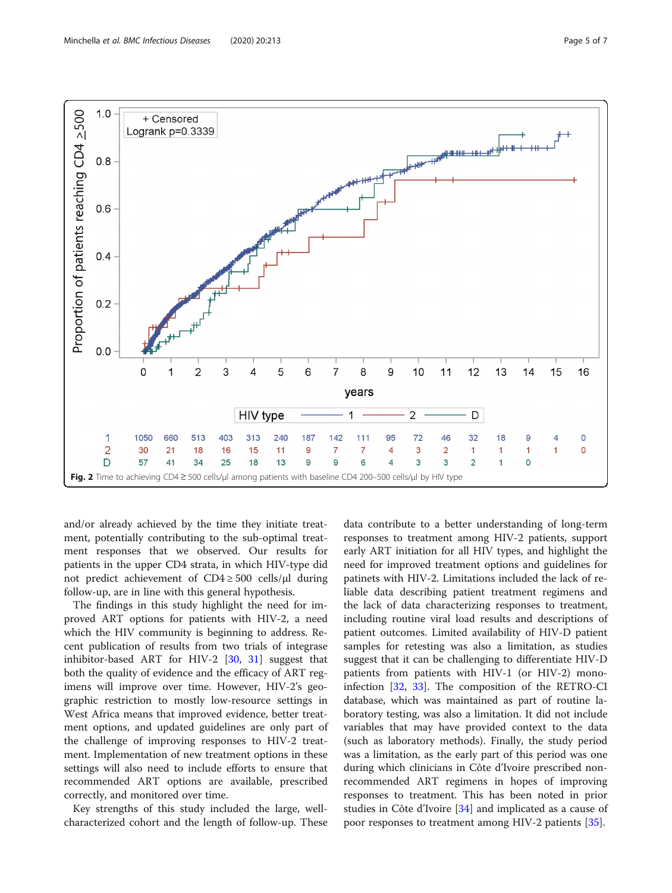**Fig. 2** Time to achieving CD4 ≥ 500 cells/μl among patients with baseline CD4 200–500 cells/μl by HIV type

and/or already achieved by the time they initiate treatment, potentially contributing to the sub-optimal treatment responses that we observed. Our results for patients in the upper CD4 strata, in which HIV-type did not predict achievement of CD4 ≥ 500 cells/μl during follow-up, are in line with this general hypothesis.

The findings in this study highlight the need for improved ART options for patients with HIV-2, a need which the HIV community is beginning to address. Recent publication of results from two trials of integrase inhibitor-based ART for HIV-2 [30, 31] suggest that both the quality of evidence and the efficacy of ART regimens will improve over time. However, HIV-2's geographic restriction to mostly low-resource settings in West Africa means that improved evidence, better treatment options, and updated guidelines are only part of the challenge of improving responses to HIV-2 treatment. Implementation of new treatment options in these settings will also need to include efforts to ensure that recommended ART options are available, prescribed correctly, and monitored over time.

Key strengths of this study included the large, well-characterized cohort and the length of follow-up. These data contribute to a better understanding of long-term responses to treatment among HIV-2 patients, support early ART initiation for all HIV types, and highlight the need for improved treatment options and guidelines for patinets with HIV-2. Limitations included the lack of reliable data describing patient treatment regimens and the lack of data characterizing responses to treatment, including routine viral load results and descriptions of patient outcomes. Limited availability of HIV-D patient samples for retesting was also a limitation, as studies suggest that it can be challenging to differentiate HIV-D patients from patients with HIV-1 (or HIV-2) mono-infection [32, 33]. The composition of the RETRO-CI database, which was maintained as part of routine laboratory testing, was also a limitation. It did not include variables that may have provided context to the data (such as laboratory methods). Finally, the study period was a limitation, as the early part of this period was one during which clinicians in Côte d'Ivoire prescribed non-recommended ART regimens in hopes of improving responses to treatment. This has been noted in prior studies in Côte d'Ivoire [34] and implicated as a cause of poor responses to treatment among HIV-2 patients [35].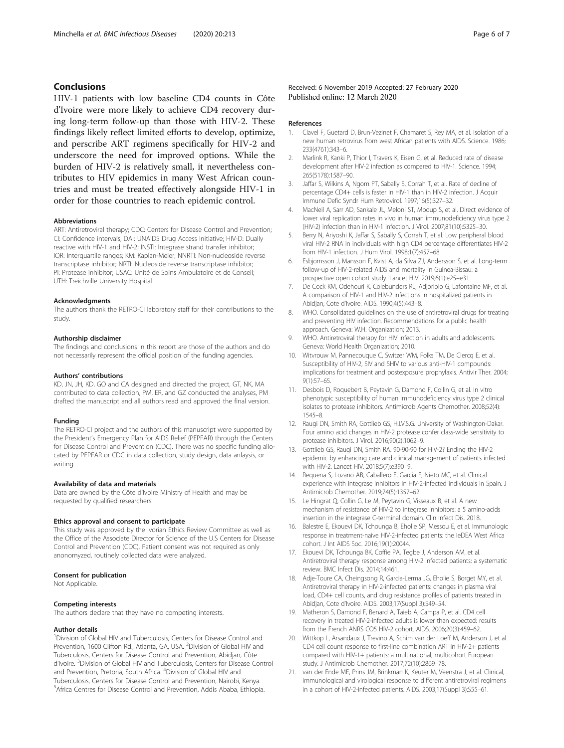## Conclusions

HIV-1 patients with low baseline CD4 counts in Côte d'Ivoire were more likely to achieve CD4 recovery during long-term follow-up than those with HIV-2. These findings likely reflect limited efforts to develop, optimize, and perscribe ART regimens specifically for HIV-2 and underscore the need for improved options. While the burden of HIV-2 is relatively small, it nevertheless contributes to HIV epidemics in many West African countries and must be treated effectively alongside HIV-1 in order for those countries to reach epidemic control.

### Abbreviations

ART: Antiretroviral therapy; CDC: Centers for Disease Control and Prevention; CI: Confidence intervals; DAI: UNAIDS Drug Access Initiative; HIV-D: Dually reactive with HIV-1 and HIV-2; INSTI: Integrase strand transfer inhibitor; IQR: Interquartile ranges; KM: Kaplan-Meier; NNRTI: Non-nucleoside reverse transcriptase inhibitor; NRTI: Nucleoside reverse transcriptase inhibitor; PI: Protease inhibitor; USAC: Unité de Soins Ambulatoire et de Conseil; UTH: Treichville University Hospital

### Acknowledgments

The authors thank the RETRO-CI laboratory staff for their contributions to the study.

### Authorship disclaimer

The findings and conclusions in this report are those of the authors and do not necessarily represent the official position of the funding agencies.

### Authors' contributions

KD, JN, JH, KD, GO and CA designed and directed the project, GT, NK, MA contributed to data collection, PM, ER, and GZ conducted the analyses, PM drafted the manuscript and all authors read and approved the final version.

### Funding

The RETRO-CI project and the authors of this manuscript were supported by the President's Emergency Plan for AIDS Relief (PEPFAR) through the Centers for Disease Control and Prevention (CDC). There was no specific funding allocated by PEPFAR or CDC in data collection, study design, data anlaysis, or writing.

### Availability of data and materials

Data are owned by the Côte d'Ivoire Ministry of Health and may be requested by qualified researchers.

### Ethics approval and consent to participate

This study was approved by the Ivorian Ethics Review Committee as well as the Office of the Associate Director for Science of the U.S Centers for Disease Control and Prevention (CDC). Patient consent was not required as only anonomyzed, routinely collected data were analyzed.

### Consent for publication

Not Applicable.

### Competing interests

The authors declare that they have no competing interests.

### Author details

[1]Division of Global HIV and Tuberculosis, Centers for Disease Control and Prevention, 1600 Clifton Rd., Atlanta, GA, USA. [2]Division of Global HIV and Tuberculosis, Centers for Disease Control and Prevention, Abidjan, Côte d'Ivoire. [3]Division of Global HIV and Tuberculosis, Centers for Disease Control and Prevention, Pretoria, South Africa. [4]Division of Global HIV and Tuberculosis, Centers for Disease Control and Prevention, Nairobi, Kenya. [5]Africa Centres for Disease Control and Prevention, Addis Ababa, Ethiopia.

Received: 6 November 2019 Accepted: 27 February 2020
Published online: 12 March 2020

### References

1. Clavel F, Guetard D, Brun-Vezinet F, Chamaret S, Rey MA, et al. Isolation of a new human retrovirus from west African patients with AIDS. Science. 1986; 233(4761):343–6.
2. Marlink R, Kanki P, Thior I, Travers K, Eisen G, et al. Reduced rate of disease development after HIV-2 infection as compared to HIV-1. Science. 1994; 265(5178):1587–90.
3. Jaffar S, Wilkins A, Ngom PT, Sabally S, Corrah T, et al. Rate of decline of percentage CD4+ cells is faster in HIV-1 than in HIV-2 infection. J Acquir Immune Defic Syndr Hum Retrovirol. 1997;16(5):327–32.
4. MacNeil A, Sarr AD, Sankale JL, Meloni ST, Mboup S, et al. Direct evidence of lower viral replication rates in vivo in human immunodeficiency virus type 2 (HIV-2) infection than in HIV-1 infection. J Virol. 2007;81(10):5325–30.
5. Berry N, Ariyoshi K, Jaffar S, Sabally S, Corrah T, et al. Low peripheral blood viral HIV-2 RNA in individuals with high CD4 percentage differentiates HIV-2 from HIV-1 infection. J Hum Virol. 1998;1(7):457–68.
6. Esbjornsson J, Mansson F, Kvist A, da Silva ZJ, Andersson S, et al. Long-term follow-up of HIV-2-related AIDS and mortality in Guinea-Bissau: a prospective open cohort study. Lancet HIV. 2019;6(1):e25–e31.
7. De Cock KM, Odehouri K, Colebunders RL, Adjorlolo G, Lafontaine MF, et al. A comparison of HIV-1 and HIV-2 infections in hospitalized patients in Abidjan, Cote d'Ivoire. AIDS. 1990;4(5):443–8.
8. WHO. Consolidated guidelines on the use of antiretroviral drugs for treating and preventing HIV infection. Recommendations for a public health approach. Geneva: W.H. Organization; 2013.
9. WHO. Antiretroviral therapy for HIV infection in adults and adolescents. Geneva: World Health Organization; 2010.
10. Witvrouw M, Pannecouque C, Switzer WM, Folks TM, De Clercq E, et al. Susceptibility of HIV-2, SIV and SHIV to various anti-HIV-1 compounds: implications for treatment and postexposure prophylaxis. Antivir Ther. 2004; 9(1):57–65.
11. Desbois D, Roquebert B, Peytavin G, Damond F, Collin G, et al. In vitro phenotypic susceptibility of human immunodeficiency virus type 2 clinical isolates to protease inhibitors. Antimicrob Agents Chemother. 2008;52(4): 1545–8.
12. Raugi DN, Smith RA, Gottlieb GS, H.I.V.S.G. University of Washington-Dakar. Four amino acid changes in HIV-2 protease confer class-wide sensitivity to protease inhibitors. J Virol. 2016;90(2):1062–9.
13. Gottlieb GS, Raugi DN, Smith RA. 90-90-90 for HIV-2? Ending the HIV-2 epidemic by enhancing care and clinical management of patients infected with HIV-2. Lancet HIV. 2018;5(7):e390–9.
14. Requena S, Lozano AB, Caballero E, Garcia F, Nieto MC, et al. Clinical experience with integrase inhibitors in HIV-2-infected individuals in Spain. J Antimicrob Chemother. 2019;74(5):1357–62.
15. Le Hingrat Q, Collin G, Le M, Peytavin G, Visseaux B, et al. A new mechanism of resistance of HIV-2 to integrase inhibitors: a 5 amino-acids insertion in the integrase C-terminal domain. Clin Infect Dis. 2018.
16. Balestre E, Ekouevi DK, Tchounga B, Eholie SP, Messou E, et al. Immunologic response in treatment-naive HIV-2-infected patients: the IeDEA West Africa cohort. J Int AIDS Soc. 2016;19(1):20044.
17. Ekouevi DK, Tchounga BK, Coffie PA, Tegbe J, Anderson AM, et al. Antiretroviral therapy response among HIV-2 infected patients: a systematic review. BMC Infect Dis. 2014;14:461.
18. Adje-Toure CA, Cheingsong R, Garcia-Lerma JG, Eholie S, Borget MY, et al. Antiretroviral therapy in HIV-2-infected patients: changes in plasma viral load, CD4+ cell counts, and drug resistance profiles of patients treated in Abidjan, Cote d'Ivoire. AIDS. 2003;17(Suppl 3):S49–54.
19. Matheron S, Damond F, Benard A, Taieb A, Campa P, et al. CD4 cell recovery in treated HIV-2-infected adults is lower than expected: results from the French ANRS CO5 HIV-2 cohort. AIDS. 2006;20(3):459–62.
20. Wittkop L, Arsandaux J, Trevino A, Schim van der Loeff M, Anderson J, et al. CD4 cell count response to first-line combination ART in HIV-2+ patients compared with HIV-1+ patients: a multinational, multicohort European study. J Antimicrob Chemother. 2017;72(10):2869–78.
21. van der Ende ME, Prins JM, Brinkman K, Keuter M, Veenstra J, et al. Clinical, immunological and virological response to different antiretroviral regimens in a cohort of HIV-2-infected patients. AIDS. 2003;17(Suppl 3):S55–61.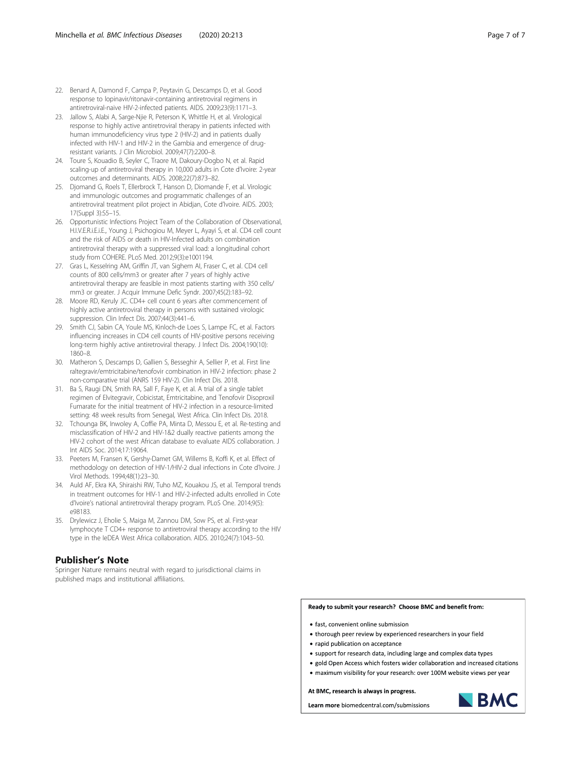22. Benard A, Damond F, Campa P, Peytavin G, Descamps D, et al. Good response to lopinavir/ritonavir-containing antiretroviral regimens in antiretroviral-naive HIV-2-infected patients. AIDS. 2009;23(9):1171–3.
23. Jallow S, Alabi A, Sarge-Njie R, Peterson K, Whittle H, et al. Virological response to highly active antiretroviral therapy in patients infected with human immunodeficiency virus type 2 (HIV-2) and in patients dually infected with HIV-1 and HIV-2 in the Gambia and emergence of drug-resistant variants. J Clin Microbiol. 2009;47(7):2200–8.
24. Toure S, Kouadio B, Seyler C, Traore M, Dakoury-Dogbo N, et al. Rapid scaling-up of antiretroviral therapy in 10,000 adults in Cote d'Ivoire: 2-year outcomes and determinants. AIDS. 2008;22(7):873–82.
25. Djomand G, Roels T, Ellerbrock T, Hanson D, Diomande F, et al. Virologic and immunologic outcomes and programmatic challenges of an antiretroviral treatment pilot project in Abidjan, Cote d'Ivoire. AIDS. 2003; 17(Suppl 3):S5–15.
26. Opportunistic Infections Project Team of the Collaboration of Observational, H.I.V.E.R.i.E.i.E., Young J, Psichogiou M, Meyer L, Ayayi S, et al. CD4 cell count and the risk of AIDS or death in HIV-Infected adults on combination antiretroviral therapy with a suppressed viral load: a longitudinal cohort study from COHERE. PLoS Med. 2012;9(3):e1001194.
27. Gras L, Kesselring AM, Griffin JT, van Sighem AI, Fraser C, et al. CD4 cell counts of 800 cells/mm3 or greater after 7 years of highly active antiretroviral therapy are feasible in most patients starting with 350 cells/ mm3 or greater. J Acquir Immune Defic Syndr. 2007;45(2):183–92.
28. Moore RD, Keruly JC. CD4+ cell count 6 years after commencement of highly active antiretroviral therapy in persons with sustained virologic suppression. Clin Infect Dis. 2007;44(3):441–6.
29. Smith CJ, Sabin CA, Youle MS, Kinloch-de Loes S, Lampe FC, et al. Factors influencing increases in CD4 cell counts of HIV-positive persons receiving long-term highly active antiretroviral therapy. J Infect Dis. 2004;190(10): 1860–8.
30. Matheron S, Descamps D, Gallien S, Besseghir A, Sellier P, et al. First line raltegravir/emtricitabine/tenofovir combination in HIV-2 infection: phase 2 non-comparative trial (ANRS 159 HIV-2). Clin Infect Dis. 2018.
31. Ba S, Raugi DN, Smith RA, Sall F, Faye K, et al. A trial of a single tablet regimen of Elvitegravir, Cobicistat, Emtricitabine, and Tenofovir Disoproxil Fumarate for the initial treatment of HIV-2 infection in a resource-limited setting: 48 week results from Senegal, West Africa. Clin Infect Dis. 2018.
32. Tchounga BK, Inwoley A, Coffie PA, Minta D, Messou E, et al. Re-testing and misclassification of HIV-2 and HIV-1&2 dually reactive patients among the HIV-2 cohort of the west African database to evaluate AIDS collaboration. J Int AIDS Soc. 2014;17:19064.
33. Peeters M, Fransen K, Gershy-Damet GM, Willems B, Koffi K, et al. Effect of methodology on detection of HIV-1/HIV-2 dual infections in Cote d'Ivoire. J Virol Methods. 1994;48(1):23–30.
34. Auld AF, Ekra KA, Shiraishi RW, Tuho MZ, Kouakou JS, et al. Temporal trends in treatment outcomes for HIV-1 and HIV-2-infected adults enrolled in Cote d'Ivoire's national antiretroviral therapy program. PLoS One. 2014;9(5): e98183.
35. Drylewicz J, Eholie S, Maiga M, Zannou DM, Sow PS, et al. First-year lymphocyte T CD4+ response to antiretroviral therapy according to the HIV type in the IeDEA West Africa collaboration. AIDS. 2010;24(7):1043–50.

## Publisher's Note

Springer Nature remains neutral with regard to jurisdictional claims in published maps and institutional affiliations.

**Ready to submit your research? Choose BMC and benefit from:**

- fast, convenient online submission
- thorough peer review by experienced researchers in your field
- rapid publication on acceptance
- support for research data, including large and complex data types
- gold Open Access which fosters wider collaboration and increased citations
- maximum visibility for your research: over 100M website views per year

**At BMC, research is always in progress.**

**Learn more** biomedcentral.com/submissions

BMC